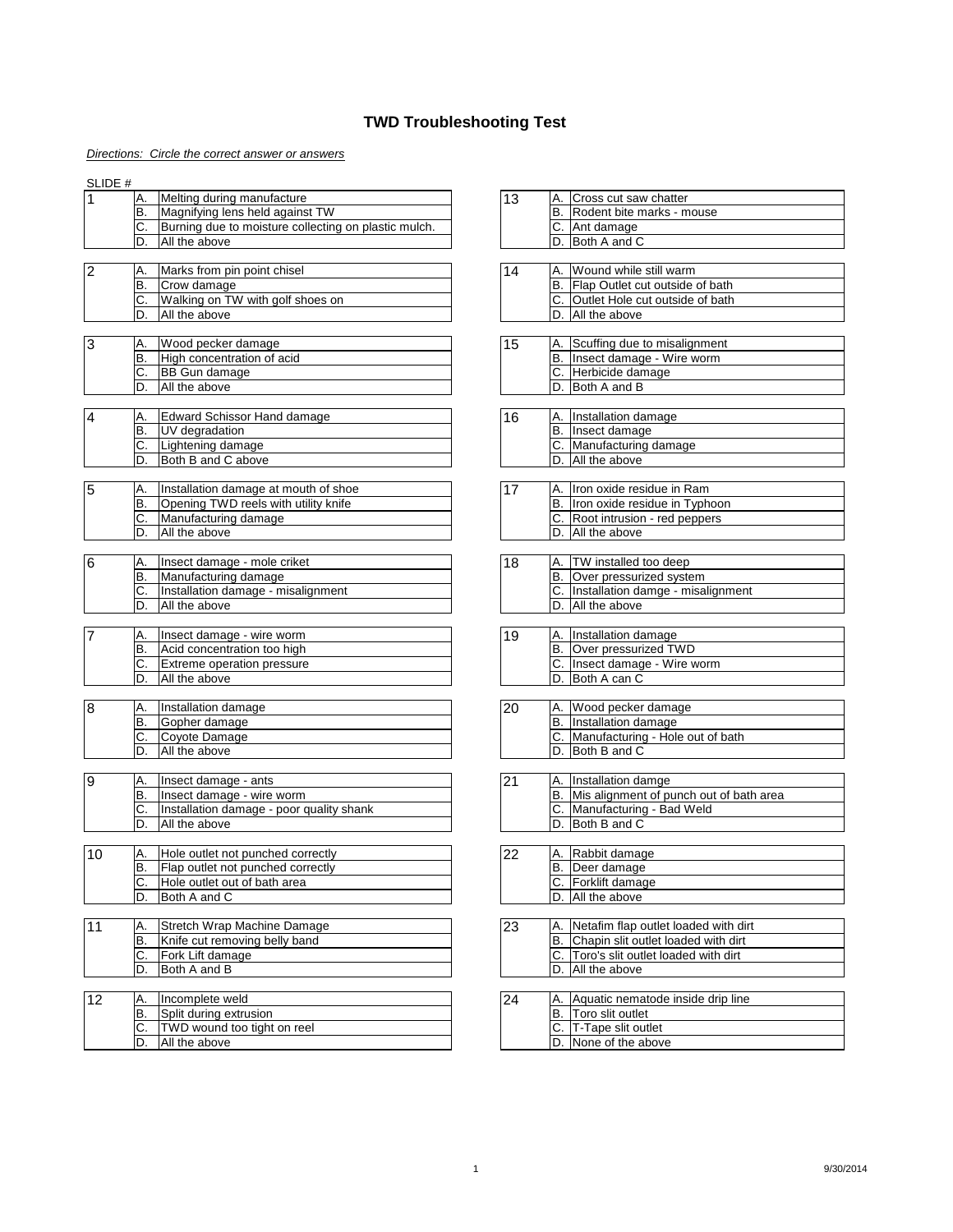# TWD Troubleshooting Test

*Directions: Circle the correct answer or answers*

SLIDE #

| | | |
|---|---|---|
| 1 | A. | Melting during manufacture |
| | B. | Magnifying lens held against TW |
| | C. | Burning due to moisture collecting on plastic mulch. |
| | D. | All the above |

| | | |
|---|---|---|
| 2 | A. | Marks from pin point chisel |
| | B. | Crow damage |
| | C. | Walking on TW with golf shoes on |
| | D. | All the above |

| | | |
|---|---|---|
| 3 | A. | Wood pecker damage |
| | B. | High concentration of acid |
| | C. | BB Gun damage |
| | D. | All the above |

| | | |
|---|---|---|
| 4 | A. | Edward Schissor Hand damage |
| | B. | UV degradation |
| | C. | Lightening damage |
| | D. | Both B and C above |

| | | |
|---|---|---|
| 5 | A. | Installation damage at mouth of shoe |
| | B. | Opening TWD reels with utility knife |
| | C. | Manufacturing damage |
| | D. | All the above |

| | | |
|---|---|---|
| 6 | A. | Insect damage - mole criket |
| | B. | Manufacturing damage |
| | C. | Installation damage - misalignment |
| | D. | All the above |

| | | |
|---|---|---|
| 7 | A. | Insect damage - wire worm |
| | B. | Acid concentration too high |
| | C. | Extreme operation pressure |
| | D. | All the above |

| | | |
|---|---|---|
| 8 | A. | Installation damage |
| | B. | Gopher damage |
| | C. | Coyote Damage |
| | D. | All the above |

| | | |
|---|---|---|
| 9 | A. | Insect damage - ants |
| | B. | Insect damage - wire worm |
| | C. | Installation damage - poor quality shank |
| | D. | All the above |

| | | |
|---|---|---|
| 10 | A. | Hole outlet not punched correctly |
| | B. | Flap outlet not punched correctly |
| | C. | Hole outlet out of bath area |
| | D. | Both A and C |

| | | |
|---|---|---|
| 11 | A. | Stretch Wrap Machine Damage |
| | B. | Knife cut removing belly band |
| | C. | Fork Lift damage |
| | D. | Both A and B |

| | | |
|---|---|---|
| 12 | A. | Incomplete weld |
| | B. | Split during extrusion |
| | C. | TWD wound too tight on reel |
| | D. | All the above |

| | | |
|---|---|---|
| 13 | A. | Cross cut saw chatter |
| | B. | Rodent bite marks - mouse |
| | C. | Ant damage |
| | D. | Both A and C |

| | | |
|---|---|---|
| 14 | A. | Wound while still warm |
| | B. | Flap Outlet cut outside of bath |
| | C. | Outlet Hole cut outside of bath |
| | D. | All the above |

| | | |
|---|---|---|
| 15 | A. | Scuffing due to misalignment |
| | B. | Insect damage - Wire worm |
| | C. | Herbicide damage |
| | D. | Both A and B |

| | | |
|---|---|---|
| 16 | A. | Installation damage |
| | B. | Insect damage |
| | C. | Manufacturing damage |
| | D. | All the above |

| | | |
|---|---|---|
| 17 | A. | Iron oxide residue in Ram |
| | B. | Iron oxide residue in Typhoon |
| | C. | Root intrusion - red peppers |
| | D. | All the above |

| | | |
|---|---|---|
| 18 | A. | TW installed too deep |
| | B. | Over pressurized system |
| | C. | Installation damge - misalignment |
| | D. | All the above |

| | | |
|---|---|---|
| 19 | A. | Installation damage |
| | B. | Over pressurized TWD |
| | C. | Insect damage - Wire worm |
| | D. | Both A can C |

| | | |
|---|---|---|
| 20 | A. | Wood pecker damage |
| | B. | Installation damage |
| | C. | Manufacturing - Hole out of bath |
| | D. | Both B and C |

| | | |
|---|---|---|
| 21 | A. | Installation damge |
| | B. | Mis alignment of punch out of bath area |
| | C. | Manufacturing - Bad Weld |
| | D. | Both B and C |

| | | |
|---|---|---|
| 22 | A. | Rabbit damage |
| | B. | Deer damage |
| | C. | Forklift damage |
| | D. | All the above |

| | | |
|---|---|---|
| 23 | A. | Netafim flap outlet loaded with dirt |
| | B. | Chapin slit outlet loaded with dirt |
| | C. | Toro's slit outlet loaded with dirt |
| | D. | All the above |

| | | |
|---|---|---|
| 24 | A. | Aquatic nematode inside drip line |
| | B. | Toro slit outlet |
| | C. | T-Tape slit outlet |
| | D. | None of the above |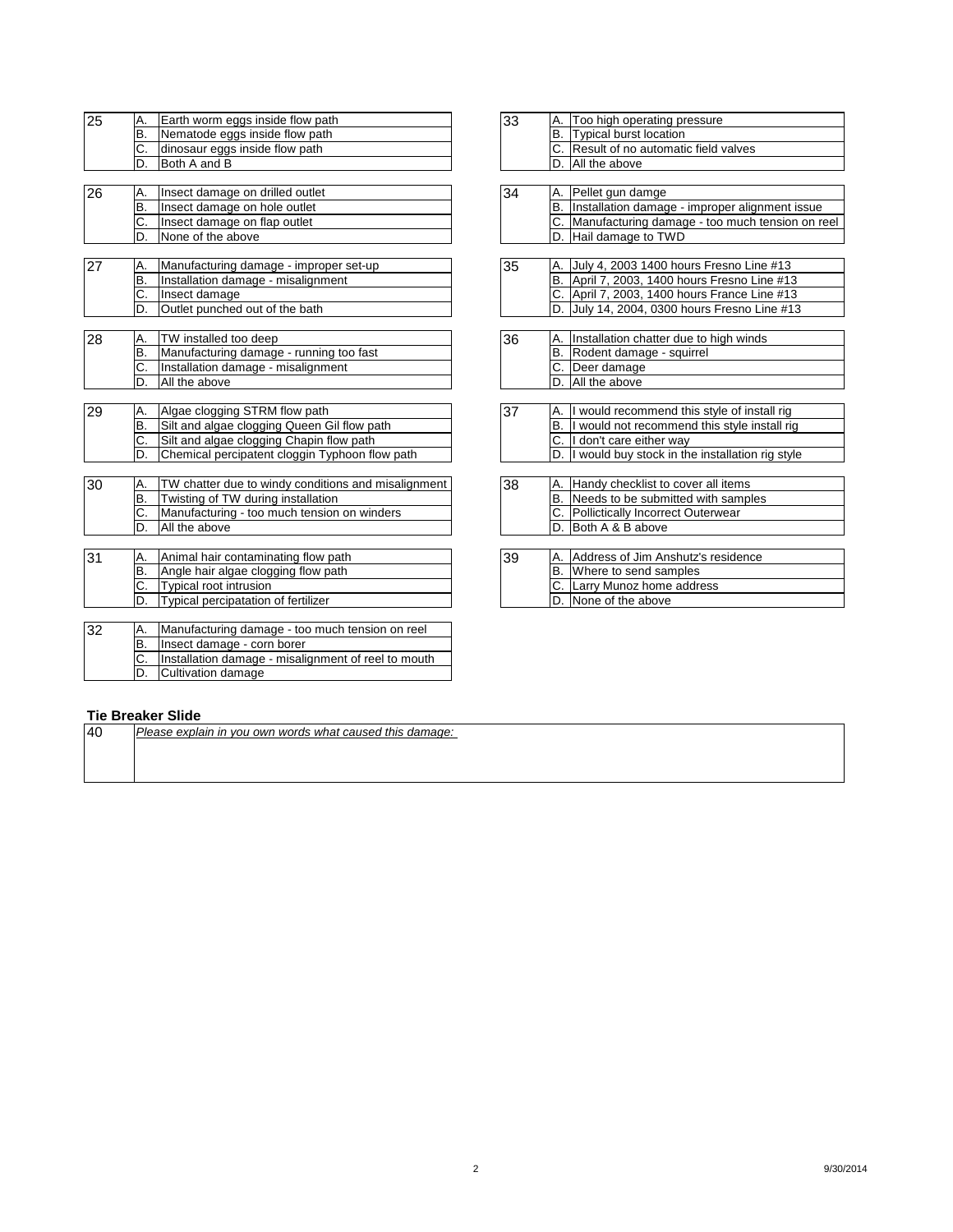| | | |
|---|---|---|
| 25 | A. | Earth worm eggs inside flow path |
| | B. | Nematode eggs inside flow path |
| | C. | dinosaur eggs inside flow path |
| | D. | Both A and B |

| | | |
|---|---|---|
| 26 | A. | Insect damage on drilled outlet |
| | B. | Insect damage on hole outlet |
| | C. | Insect damage on flap outlet |
| | D. | None of the above |

| | | |
|---|---|---|
| 27 | A. | Manufacturing damage - improper set-up |
| | B. | Installation damage - misalignment |
| | C. | Insect damage |
| | D. | Outlet punched out of the bath |

| | | |
|---|---|---|
| 28 | A. | TW installed too deep |
| | B. | Manufacturing damage - running too fast |
| | C. | Installation damage - misalignment |
| | D. | All the above |

| | | |
|---|---|---|
| 29 | A. | Algae clogging STRM flow path |
| | B. | Silt and algae clogging Queen Gil flow path |
| | C. | Silt and algae clogging Chapin flow path |
| | D. | Chemical percipatent cloggin Typhoon flow path |

| | | |
|---|---|---|
| 30 | A. | TW chatter due to windy conditions and misalignment |
| | B. | Twisting of TW during installation |
| | C. | Manufacturing - too much tension on winders |
| | D. | All the above |

| | | |
|---|---|---|
| 31 | A. | Animal hair contaminating flow path |
| | B. | Angle hair algae clogging flow path |
| | C. | Typical root intrusion |
| | D. | Typical percipatation of fertilizer |

| | | |
|---|---|---|
| 32 | A. | Manufacturing damage - too much tension on reel |
| | B. | Insect damage - corn borer |
| | C. | Installation damage - misalignment of reel to mouth |
| | D. | Cultivation damage |

| | | |
|---|---|---|
| 33 | A. | Too high operating pressure |
| | B. | Typical burst location |
| | C. | Result of no automatic field valves |
| | D. | All the above |

| | | |
|---|---|---|
| 34 | A. | Pellet gun damge |
| | B. | Installation damage - improper alignment issue |
| | C. | Manufacturing damage - too much tension on reel |
| | D. | Hail damage to TWD |

| | | |
|---|---|---|
| 35 | A. | July 4, 2003 1400 hours Fresno Line #13 |
| | B. | April 7, 2003, 1400 hours Fresno Line #13 |
| | C. | April 7, 2003, 1400 hours France Line #13 |
| | D. | July 14, 2004, 0300 hours Fresno Line #13 |

| | | |
|---|---|---|
| 36 | A. | Installation chatter due to high winds |
| | B. | Rodent damage - squirrel |
| | C. | Deer damage |
| | D. | All the above |

| | | |
|---|---|---|
| 37 | A. | I would recommend this style of install rig |
| | B. | I would not recommend this style install rig |
| | C. | I don't care either way |
| | D. | I would buy stock in the installation rig style |

| | | |
|---|---|---|
| 38 | A. | Handy checklist to cover all items |
| | B. | Needs to be submitted with samples |
| | C. | Pollictically Incorrect Outerwear |
| | D. | Both A & B above |

| | | |
|---|---|---|
| 39 | A. | Address of Jim Anshutz's residence |
| | B. | Where to send samples |
| | C. | Larry Munoz home address |
| | D. | None of the above |

### Tie Breaker Slide

| | |
|---|---|
| 40 | *Please explain in you own words what caused this damage:* |